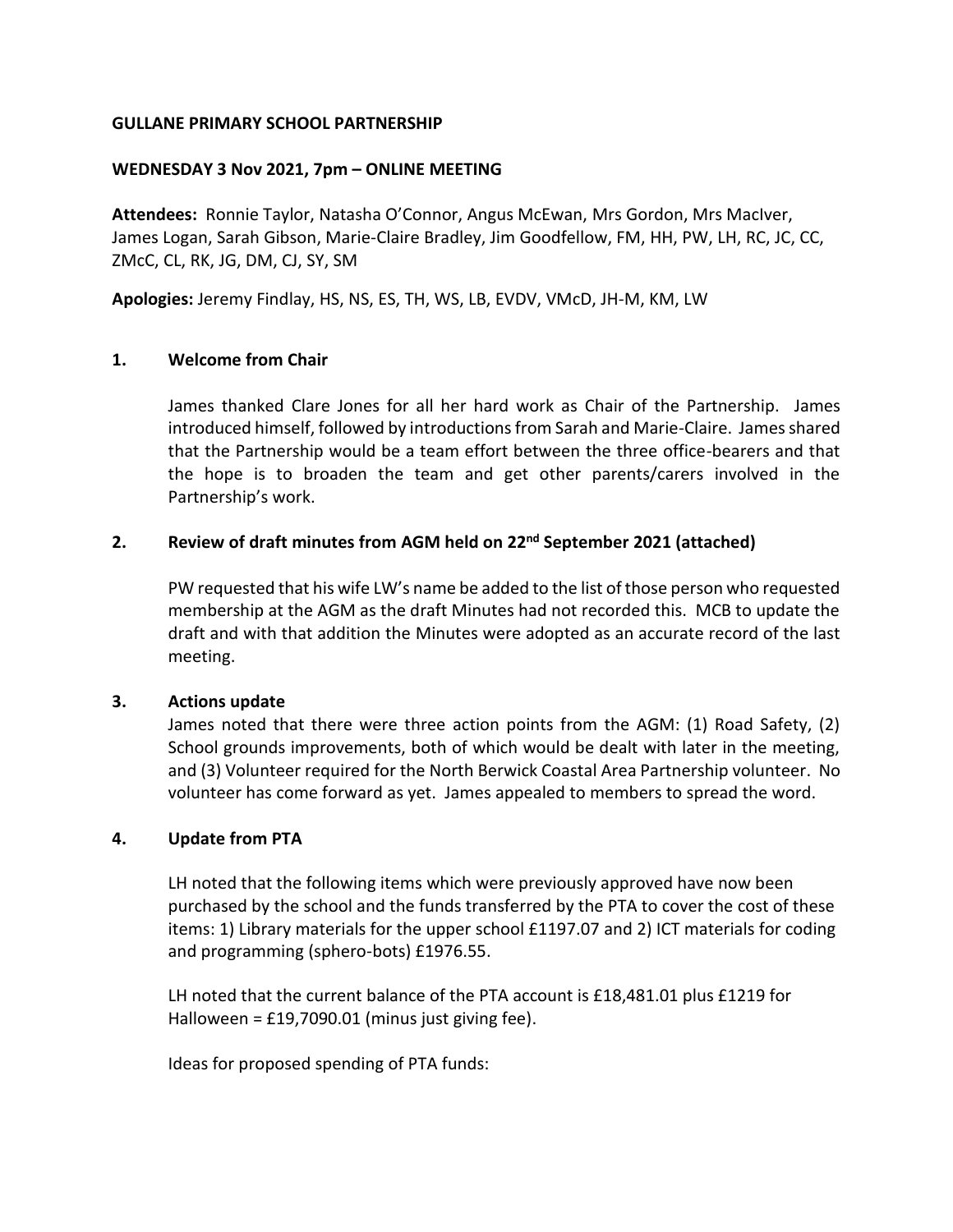**GULLANE PRIMARY SCHOOL PARTNERSHIP**

**WEDNESDAY 3 Nov 2021, 7pm – ONLINE MEETING**

**Attendees:** Ronnie Taylor, Natasha O'Connor, Angus McEwan, Mrs Gordon, Mrs MacIver, James Logan, Sarah Gibson, Marie-Claire Bradley, Jim Goodfellow, FM, HH, PW, LH, RC, JC, CC, ZMcC, CL, RK, JG, DM, CJ, SY, SM

**Apologies:** Jeremy Findlay, HS, NS, ES, TH, WS, LB, EVDV, VMcD, JH-M, KM, LW

## 1. Welcome from Chair

James thanked Clare Jones for all her hard work as Chair of the Partnership. James introduced himself, followed by introductions from Sarah and Marie-Claire. James shared that the Partnership would be a team effort between the three office-bearers and that the hope is to broaden the team and get other parents/carers involved in the Partnership's work.

## 2. Review of draft minutes from AGM held on 22nd September 2021 (attached)

PW requested that his wife LW's name be added to the list of those person who requested membership at the AGM as the draft Minutes had not recorded this. MCB to update the draft and with that addition the Minutes were adopted as an accurate record of the last meeting.

## 3. Actions update

James noted that there were three action points from the AGM: (1) Road Safety, (2) School grounds improvements, both of which would be dealt with later in the meeting, and (3) Volunteer required for the North Berwick Coastal Area Partnership volunteer. No volunteer has come forward as yet. James appealed to members to spread the word.

## 4. Update from PTA

LH noted that the following items which were previously approved have now been purchased by the school and the funds transferred by the PTA to cover the cost of these items: 1) Library materials for the upper school £1197.07 and 2) ICT materials for coding and programming (sphero-bots) £1976.55.

LH noted that the current balance of the PTA account is £18,481.01 plus £1219 for Halloween = £19,7090.01 (minus just giving fee).

Ideas for proposed spending of PTA funds: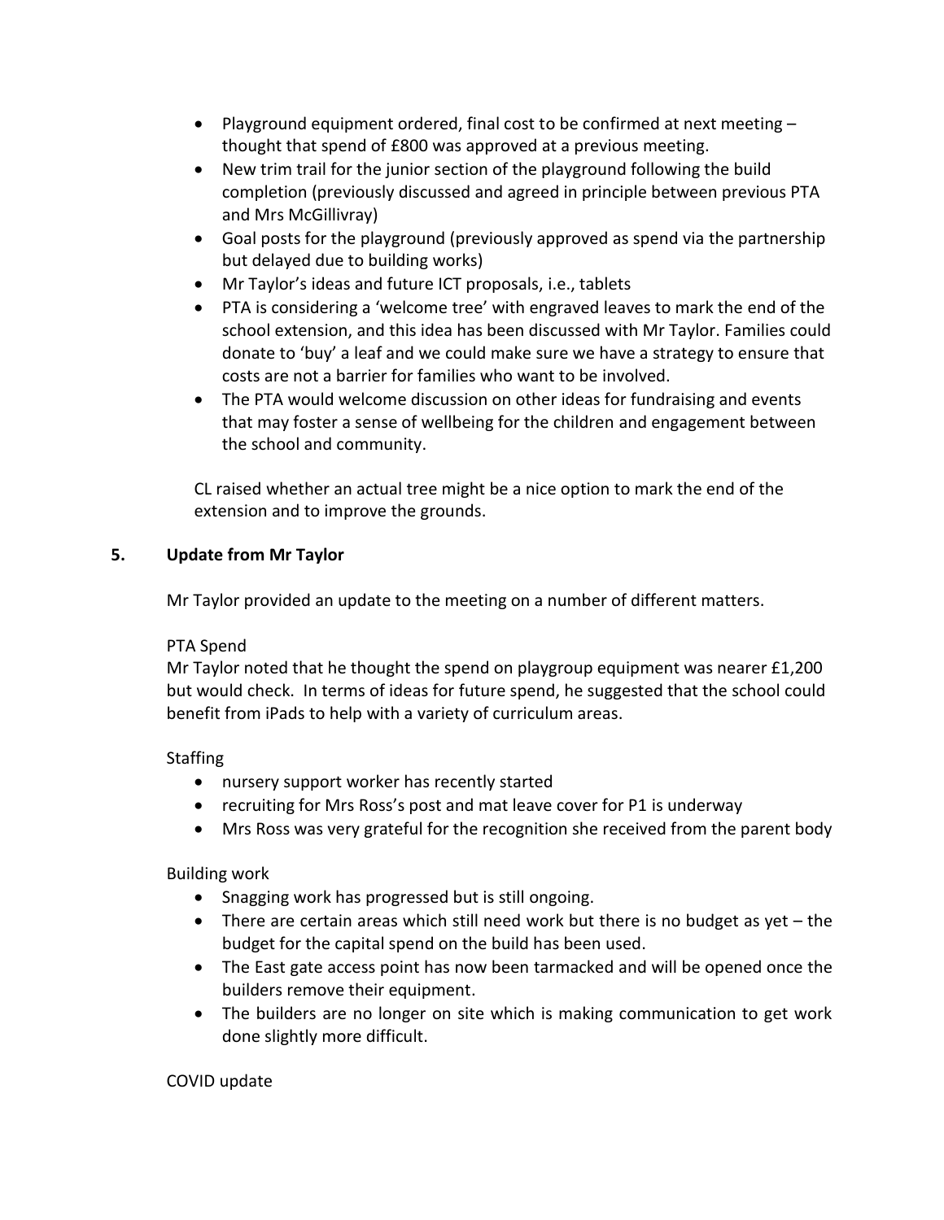- Playground equipment ordered, final cost to be confirmed at next meeting – thought that spend of £800 was approved at a previous meeting.
- New trim trail for the junior section of the playground following the build completion (previously discussed and agreed in principle between previous PTA and Mrs McGillivray)
- Goal posts for the playground (previously approved as spend via the partnership but delayed due to building works)
- Mr Taylor's ideas and future ICT proposals, i.e., tablets
- PTA is considering a 'welcome tree' with engraved leaves to mark the end of the school extension, and this idea has been discussed with Mr Taylor. Families could donate to 'buy' a leaf and we could make sure we have a strategy to ensure that costs are not a barrier for families who want to be involved.
- The PTA would welcome discussion on other ideas for fundraising and events that may foster a sense of wellbeing for the children and engagement between the school and community.

CL raised whether an actual tree might be a nice option to mark the end of the extension and to improve the grounds.

## 5. Update from Mr Taylor

Mr Taylor provided an update to the meeting on a number of different matters.

PTA Spend

Mr Taylor noted that he thought the spend on playgroup equipment was nearer £1,200 but would check. In terms of ideas for future spend, he suggested that the school could benefit from iPads to help with a variety of curriculum areas.

Staffing

- nursery support worker has recently started
- recruiting for Mrs Ross's post and mat leave cover for P1 is underway
- Mrs Ross was very grateful for the recognition she received from the parent body

Building work

- Snagging work has progressed but is still ongoing.
- There are certain areas which still need work but there is no budget as yet – the budget for the capital spend on the build has been used.
- The East gate access point has now been tarmacked and will be opened once the builders remove their equipment.
- The builders are no longer on site which is making communication to get work done slightly more difficult.

COVID update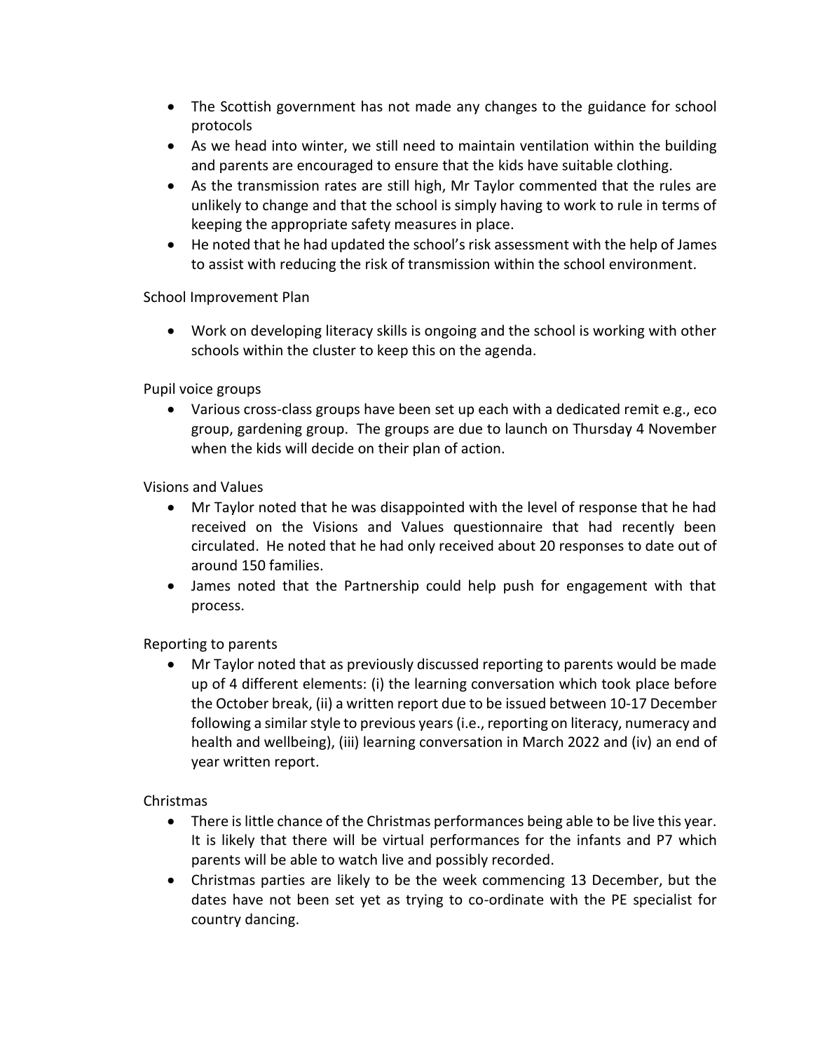- The Scottish government has not made any changes to the guidance for school protocols
- As we head into winter, we still need to maintain ventilation within the building and parents are encouraged to ensure that the kids have suitable clothing.
- As the transmission rates are still high, Mr Taylor commented that the rules are unlikely to change and that the school is simply having to work to rule in terms of keeping the appropriate safety measures in place.
- He noted that he had updated the school's risk assessment with the help of James to assist with reducing the risk of transmission within the school environment.

School Improvement Plan

- Work on developing literacy skills is ongoing and the school is working with other schools within the cluster to keep this on the agenda.

Pupil voice groups

- Various cross-class groups have been set up each with a dedicated remit e.g., eco group, gardening group. The groups are due to launch on Thursday 4 November when the kids will decide on their plan of action.

Visions and Values

- Mr Taylor noted that he was disappointed with the level of response that he had received on the Visions and Values questionnaire that had recently been circulated. He noted that he had only received about 20 responses to date out of around 150 families.
- James noted that the Partnership could help push for engagement with that process.

Reporting to parents

- Mr Taylor noted that as previously discussed reporting to parents would be made up of 4 different elements: (i) the learning conversation which took place before the October break, (ii) a written report due to be issued between 10-17 December following a similar style to previous years (i.e., reporting on literacy, numeracy and health and wellbeing), (iii) learning conversation in March 2022 and (iv) an end of year written report.

Christmas

- There is little chance of the Christmas performances being able to be live this year. It is likely that there will be virtual performances for the infants and P7 which parents will be able to watch live and possibly recorded.
- Christmas parties are likely to be the week commencing 13 December, but the dates have not been set yet as trying to co-ordinate with the PE specialist for country dancing.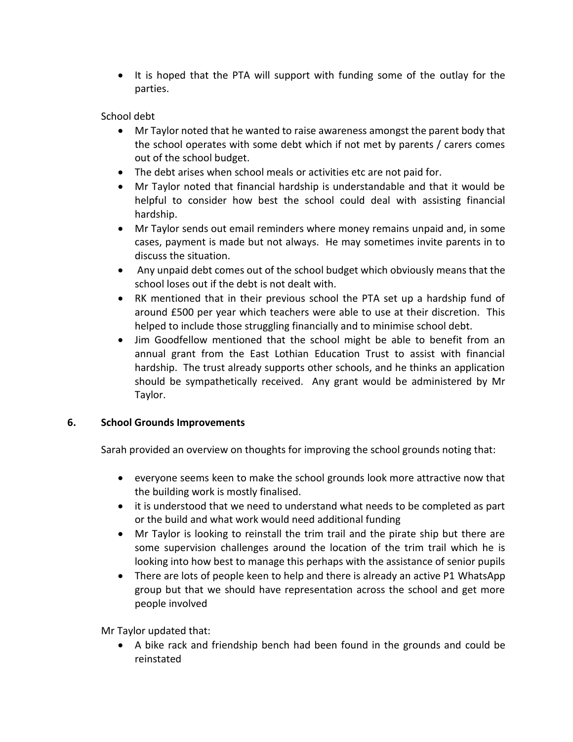- It is hoped that the PTA will support with funding some of the outlay for the parties.

School debt

- Mr Taylor noted that he wanted to raise awareness amongst the parent body that the school operates with some debt which if not met by parents / carers comes out of the school budget.
- The debt arises when school meals or activities etc are not paid for.
- Mr Taylor noted that financial hardship is understandable and that it would be helpful to consider how best the school could deal with assisting financial hardship.
- Mr Taylor sends out email reminders where money remains unpaid and, in some cases, payment is made but not always. He may sometimes invite parents in to discuss the situation.
- Any unpaid debt comes out of the school budget which obviously means that the school loses out if the debt is not dealt with.
- RK mentioned that in their previous school the PTA set up a hardship fund of around £500 per year which teachers were able to use at their discretion. This helped to include those struggling financially and to minimise school debt.
- Jim Goodfellow mentioned that the school might be able to benefit from an annual grant from the East Lothian Education Trust to assist with financial hardship. The trust already supports other schools, and he thinks an application should be sympathetically received. Any grant would be administered by Mr Taylor.

## 6. School Grounds Improvements

Sarah provided an overview on thoughts for improving the school grounds noting that:

- everyone seems keen to make the school grounds look more attractive now that the building work is mostly finalised.
- it is understood that we need to understand what needs to be completed as part or the build and what work would need additional funding
- Mr Taylor is looking to reinstall the trim trail and the pirate ship but there are some supervision challenges around the location of the trim trail which he is looking into how best to manage this perhaps with the assistance of senior pupils
- There are lots of people keen to help and there is already an active P1 WhatsApp group but that we should have representation across the school and get more people involved

Mr Taylor updated that:

- A bike rack and friendship bench had been found in the grounds and could be reinstated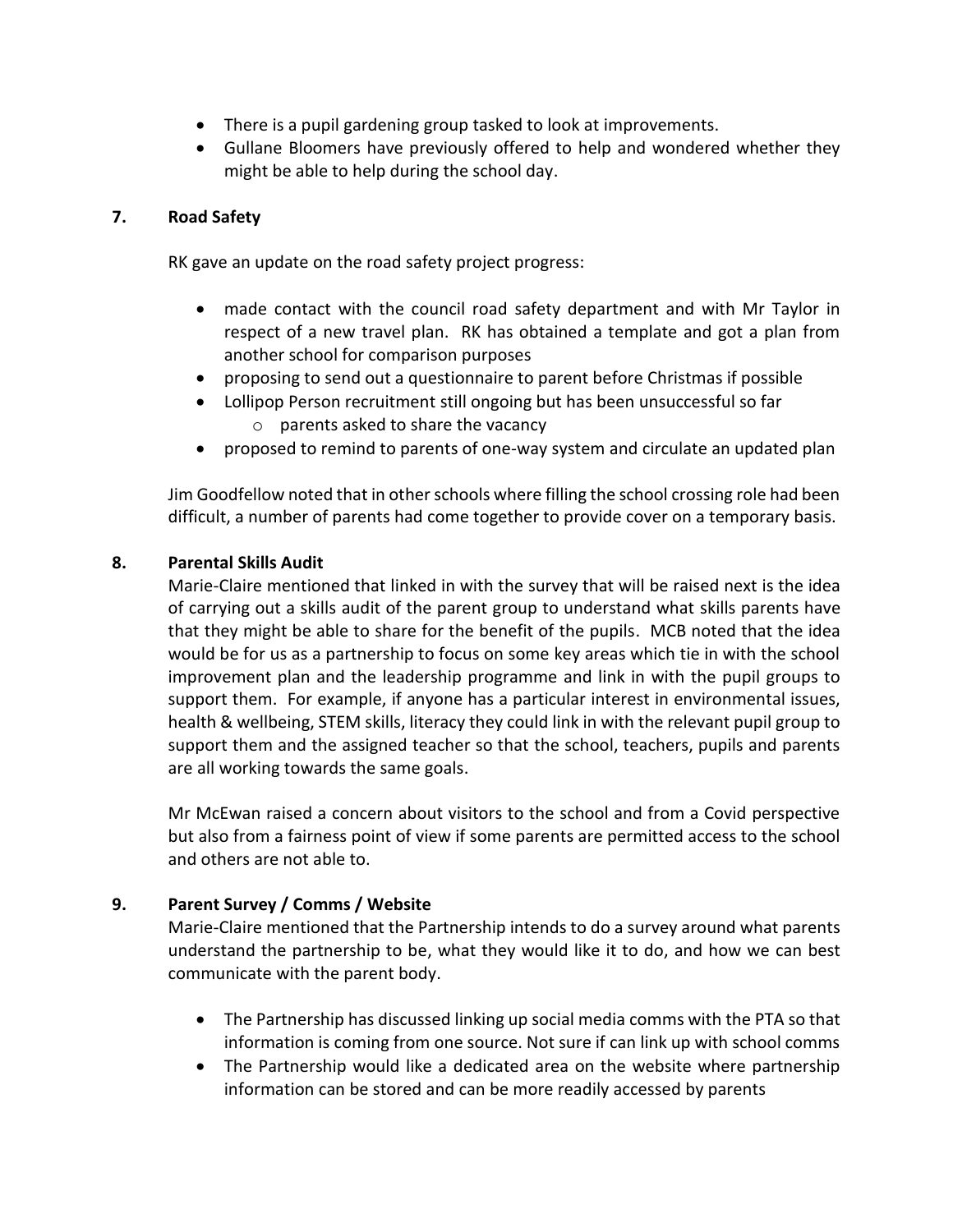- There is a pupil gardening group tasked to look at improvements.
- Gullane Bloomers have previously offered to help and wondered whether they might be able to help during the school day.

## 7. Road Safety

RK gave an update on the road safety project progress:

- made contact with the council road safety department and with Mr Taylor in respect of a new travel plan. RK has obtained a template and got a plan from another school for comparison purposes
- proposing to send out a questionnaire to parent before Christmas if possible
- Lollipop Person recruitment still ongoing but has been unsuccessful so far
    - parents asked to share the vacancy
- proposed to remind to parents of one-way system and circulate an updated plan

Jim Goodfellow noted that in other schools where filling the school crossing role had been difficult, a number of parents had come together to provide cover on a temporary basis.

## 8. Parental Skills Audit

Marie-Claire mentioned that linked in with the survey that will be raised next is the idea of carrying out a skills audit of the parent group to understand what skills parents have that they might be able to share for the benefit of the pupils. MCB noted that the idea would be for us as a partnership to focus on some key areas which tie in with the school improvement plan and the leadership programme and link in with the pupil groups to support them. For example, if anyone has a particular interest in environmental issues, health & wellbeing, STEM skills, literacy they could link in with the relevant pupil group to support them and the assigned teacher so that the school, teachers, pupils and parents are all working towards the same goals.

Mr McEwan raised a concern about visitors to the school and from a Covid perspective but also from a fairness point of view if some parents are permitted access to the school and others are not able to.

## 9. Parent Survey / Comms / Website

Marie-Claire mentioned that the Partnership intends to do a survey around what parents understand the partnership to be, what they would like it to do, and how we can best communicate with the parent body.

- The Partnership has discussed linking up social media comms with the PTA so that information is coming from one source. Not sure if can link up with school comms
- The Partnership would like a dedicated area on the website where partnership information can be stored and can be more readily accessed by parents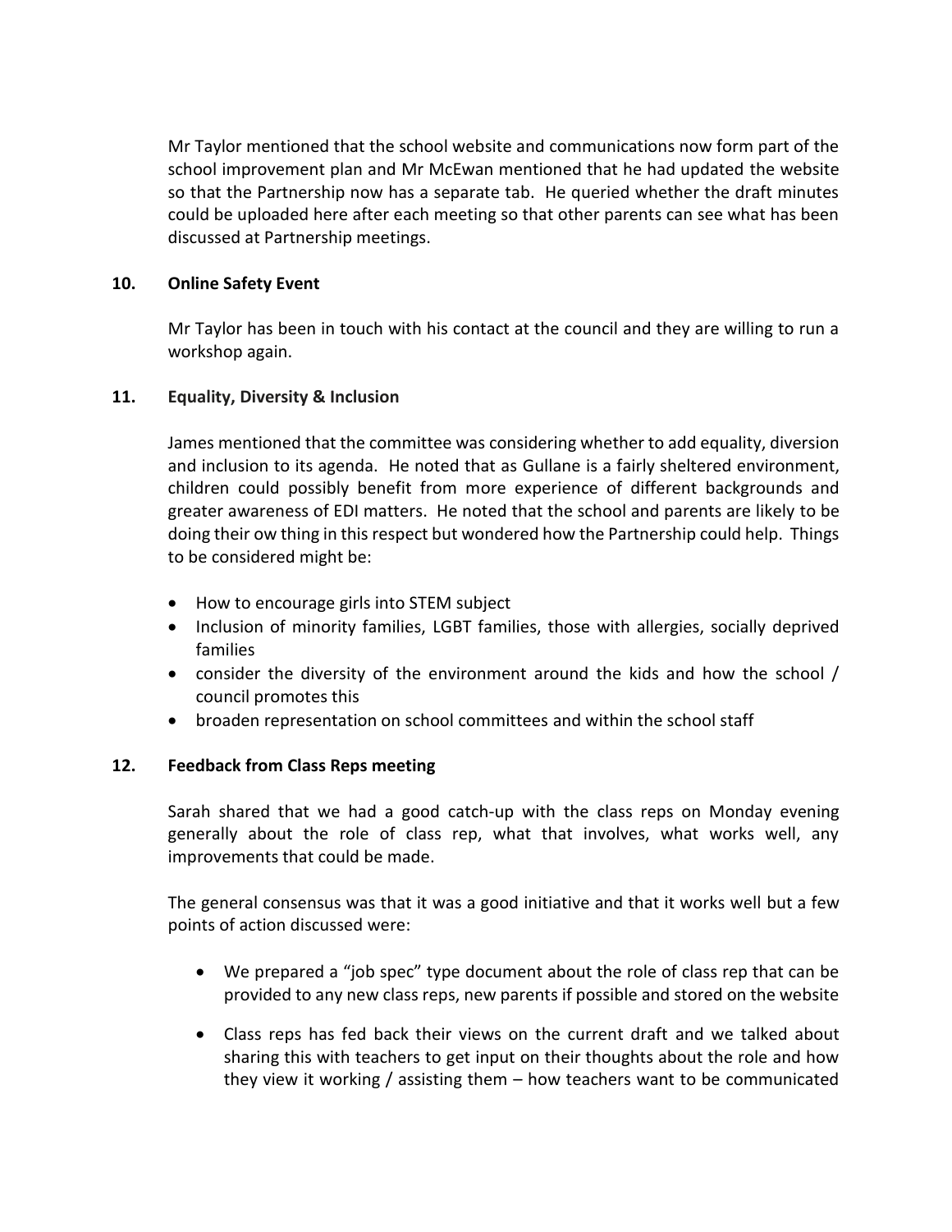Mr Taylor mentioned that the school website and communications now form part of the school improvement plan and Mr McEwan mentioned that he had updated the website so that the Partnership now has a separate tab. He queried whether the draft minutes could be uploaded here after each meeting so that other parents can see what has been discussed at Partnership meetings.

## 10. Online Safety Event

Mr Taylor has been in touch with his contact at the council and they are willing to run a workshop again.

## 11. Equality, Diversity & Inclusion

James mentioned that the committee was considering whether to add equality, diversion and inclusion to its agenda. He noted that as Gullane is a fairly sheltered environment, children could possibly benefit from more experience of different backgrounds and greater awareness of EDI matters. He noted that the school and parents are likely to be doing their ow thing in this respect but wondered how the Partnership could help. Things to be considered might be:

- How to encourage girls into STEM subject
- Inclusion of minority families, LGBT families, those with allergies, socially deprived families
- consider the diversity of the environment around the kids and how the school / council promotes this
- broaden representation on school committees and within the school staff

## 12. Feedback from Class Reps meeting

Sarah shared that we had a good catch-up with the class reps on Monday evening generally about the role of class rep, what that involves, what works well, any improvements that could be made.

The general consensus was that it was a good initiative and that it works well but a few points of action discussed were:

- We prepared a "job spec" type document about the role of class rep that can be provided to any new class reps, new parents if possible and stored on the website

- Class reps has fed back their views on the current draft and we talked about sharing this with teachers to get input on their thoughts about the role and how they view it working / assisting them – how teachers want to be communicated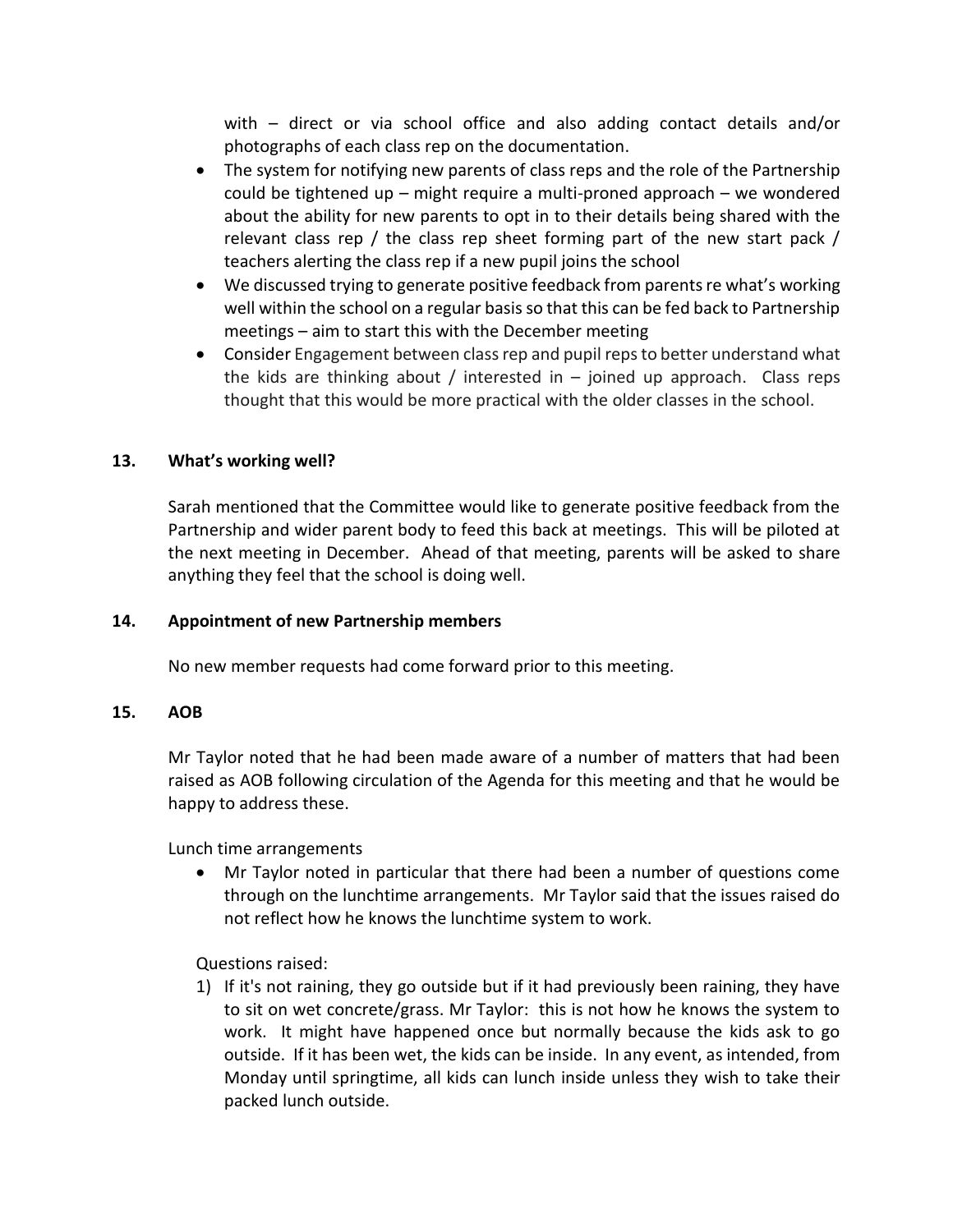with – direct or via school office and also adding contact details and/or photographs of each class rep on the documentation.

- The system for notifying new parents of class reps and the role of the Partnership could be tightened up – might require a multi-proned approach – we wondered about the ability for new parents to opt in to their details being shared with the relevant class rep / the class rep sheet forming part of the new start pack / teachers alerting the class rep if a new pupil joins the school
- We discussed trying to generate positive feedback from parents re what's working well within the school on a regular basis so that this can be fed back to Partnership meetings – aim to start this with the December meeting
- Consider Engagement between class rep and pupil reps to better understand what the kids are thinking about / interested in – joined up approach. Class reps thought that this would be more practical with the older classes in the school.

**13. What's working well?**

Sarah mentioned that the Committee would like to generate positive feedback from the Partnership and wider parent body to feed this back at meetings. This will be piloted at the next meeting in December. Ahead of that meeting, parents will be asked to share anything they feel that the school is doing well.

**14. Appointment of new Partnership members**

No new member requests had come forward prior to this meeting.

**15. AOB**

Mr Taylor noted that he had been made aware of a number of matters that had been raised as AOB following circulation of the Agenda for this meeting and that he would be happy to address these.

Lunch time arrangements

- Mr Taylor noted in particular that there had been a number of questions come through on the lunchtime arrangements. Mr Taylor said that the issues raised do not reflect how he knows the lunchtime system to work.

Questions raised:

1) If it's not raining, they go outside but if it had previously been raining, they have to sit on wet concrete/grass. Mr Taylor: this is not how he knows the system to work. It might have happened once but normally because the kids ask to go outside. If it has been wet, the kids can be inside. In any event, as intended, from Monday until springtime, all kids can lunch inside unless they wish to take their packed lunch outside.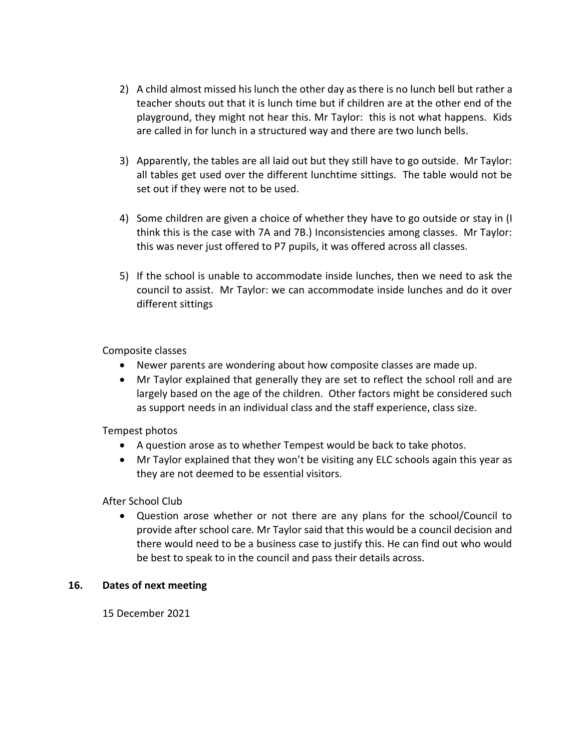2) A child almost missed his lunch the other day as there is no lunch bell but rather a teacher shouts out that it is lunch time but if children are at the other end of the playground, they might not hear this. Mr Taylor: this is not what happens. Kids are called in for lunch in a structured way and there are two lunch bells.

3) Apparently, the tables are all laid out but they still have to go outside. Mr Taylor: all tables get used over the different lunchtime sittings. The table would not be set out if they were not to be used.

4) Some children are given a choice of whether they have to go outside or stay in (I think this is the case with 7A and 7B.) Inconsistencies among classes. Mr Taylor: this was never just offered to P7 pupils, it was offered across all classes.

5) If the school is unable to accommodate inside lunches, then we need to ask the council to assist. Mr Taylor: we can accommodate inside lunches and do it over different sittings

Composite classes

- Newer parents are wondering about how composite classes are made up.
- Mr Taylor explained that generally they are set to reflect the school roll and are largely based on the age of the children. Other factors might be considered such as support needs in an individual class and the staff experience, class size.

Tempest photos

- A question arose as to whether Tempest would be back to take photos.
- Mr Taylor explained that they won't be visiting any ELC schools again this year as they are not deemed to be essential visitors.

After School Club

- Question arose whether or not there are any plans for the school/Council to provide after school care. Mr Taylor said that this would be a council decision and there would need to be a business case to justify this. He can find out who would be best to speak to in the council and pass their details across.

## 16. Dates of next meeting

15 December 2021